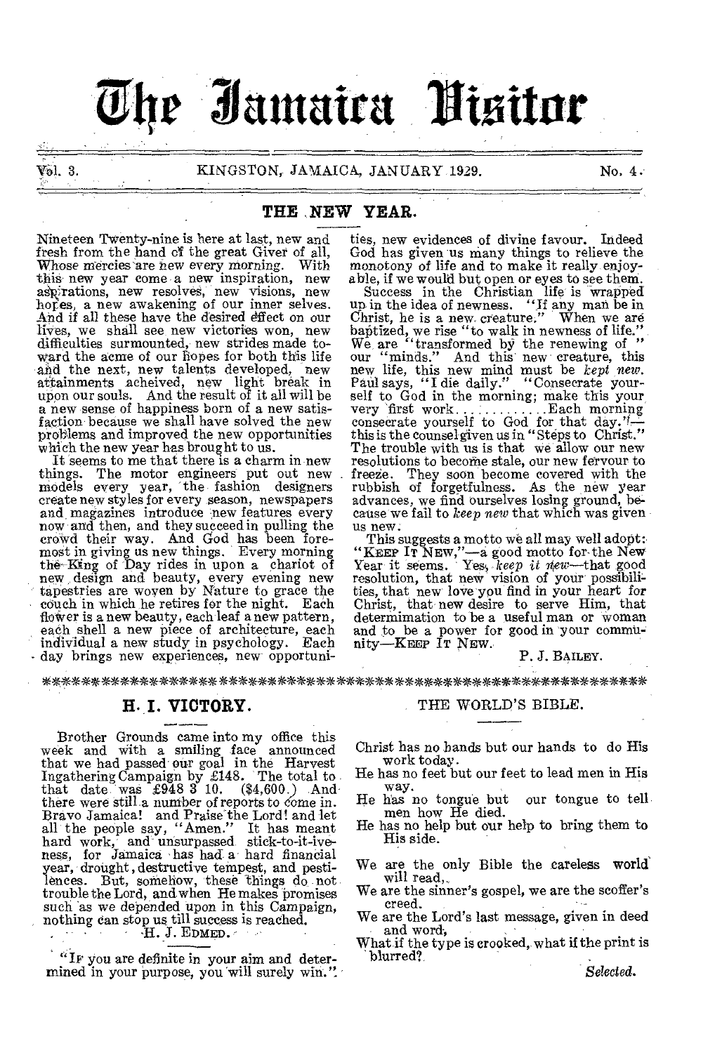# The Jamaica Visitor

Vol. 3. KINGSTON, JAMAICA, JANUARY 1929. No. 4.

## THE NEW YEAR.

Nineteen Twenty-nine is here at last, new and fresh from the hand of the great Giver of all, Whose mercies are new every morning. With this new year come a new inspiration, new aspirations, new resolves, new visions, new hopes, a new awakening of our inner selves. And if all these have the desired effect on our lives, we shall see new victories won, new difficulties surmounted, new strides made toward the acme of our hopes for both this life and the next, new talents developed, new attainments acheived, new light break in upon our souls. And the result of it all will be a new sense of happiness born of a new satisfaction because we shall have solved the new problems and improved the new opportunities which the new year has brought to us.

It seems to me that there is a charm in new things. The motor engineers put out new models every year, the fashion designers create new styles for every season, newspapers and magazines introduce new features every now and then, and they succeed in pulling the crowd their way. And God has been foremost in giving us new things. Every morning the King of Day rides in upon a chariot of new design and beauty, every evening new tapestries are woven by Nature to grace the couch in which he retires for the night. Each flower is a new beauty, each leaf a new pattern, each shell a new piece of architecture, each individual a new study in psychology. Each day brings new experiences, new opportunities, new evidences of divine favour. Indeed God has given us many things to relieve the monotony of life and to make it really enjoyable, if we would but open or eyes to see them.

Success in the Christian life is wrapped up in the idea of newness. "If any man be in Christ, he is a new creature." When we are baptized, we rise "to walk in newness of life." We are "transformed by the renewing of " our "minds." And this new creature, this new life, this new mind must be *kept new*. Paul says, "I die daily." "Consecrate yourself to God in the morning; make this your very first work............Each morning consecrate yourself to God for that day."—this is the counsel given us in "Steps to Christ." The trouble with us is that we allow our new resolutions to become stale, our new fervour to freeze. They soon become covered with the rubbish of forgetfulness. As the new year advances, we find ourselves losing ground, because we fail to *keep new* that which was given us new.

This suggests a motto we all may well adopt: "KEEP IT NEW,"—a good motto for the New Year it seems. Yes, *keep it new*—that good resolution, that new vision of your possibilities, that new love you find in your heart for Christ, that new desire to serve Him, that determimation to be a useful man or woman and to be a power for good in your community—KEEP IT NEW.

P. J. BAILEY.

\*\*\*\*\*\*\*\*\*\*\*\*\*\*\*\*\*\*\*\*\*\*\*\*\*\*\*\*\*\*\*\*\*\*\*\*\*\*\*\*\*\*\*\*\*\*\*\*\*\*\*\*\*\*\*\*\*\*\*\*\*\*\*\*\*\*

## H. I. VICTORY.

Brother Grounds came into my office this week and with a smiling face announced that we had passed our goal in the Harvest Ingathering Campaign by £148. The total to that date was £948 3 10. ($4,600.) And there were still a number of reports to come in. Bravo Jamaica! and Praise the Lord! and let all the people say, "Amen." It has meant hard work, and unsurpassed stick-to-it-iveness, for Jamaica has had a hard financial year, drought, destructive tempest, and pestilences. But, somehow, these things do not trouble the Lord, and when He makes promises such as we depended upon in this Campaign, nothing can stop us till success is reached.

H. J. EDMED.

"IF you are definite in your aim and determined in your purpose, you will surely win."

## THE WORLD'S BIBLE.

Christ has no hands but our hands to do His work today.
He has no feet but our feet to lead men in His way.
He has no tongue but our tongue to tell men how He died.
He has no help but our help to bring them to His side.

We are the only Bible the careless world will read,
We are the sinner's gospel, we are the scoffer's creed.
We are the Lord's last message, given in deed and word,
What if the type is crooked, what if the print is blurred?

*Selected.*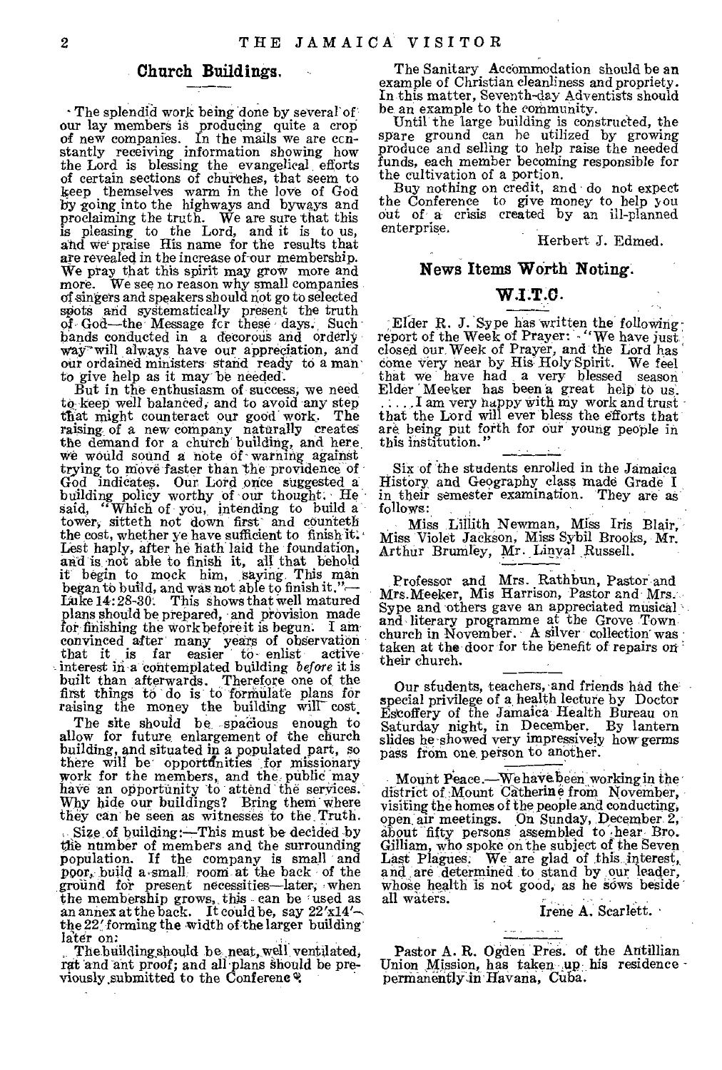## Church Buildings.

The splendid work being done by several of our lay members is producing quite a crop of new companies. In the mails we are constantly receiving information showing how the Lord is blessing the evangelical efforts of certain sections of churches, that seem to keep themselves warm in the love of God by going into the highways and byways and proclaiming the truth. We are sure that this is pleasing to the Lord, and it is to us, and we praise His name for the results that are revealed in the increase of our membership. We pray that this spirit may grow more and more. We see no reason why small companies of singers and speakers should not go to selected spots and systematically present the truth of God—the Message for these days. Such bands conducted in a decorous and orderly way will always have our appreciation, and our ordained ministers stand ready to a man to give help as it may be needed.

But in the enthusiasm of success, we need to keep well balanced, and to avoid any step that might counteract our good work. The raising of a new company naturally creates the demand for a church building, and here we would sound a note of warning against trying to move faster than the providence of God indicates. Our Lord once suggested a building policy worthy of our thought. He said, "Which of you, intending to build a tower, sitteth not down first and counteth the cost, whether ye have sufficient to finish it. Lest haply, after he hath laid the foundation, and is not able to finish it, all that behold it begin to mock him, saying, This man began to build, and was not able to finish it."—Luke 14:28-30. This shows that well matured plans should be prepared, and provision made for finishing the work before it is begun. I am convinced after many years of observation that it is far easier to enlist active interest in a contemplated building *before* it is built than afterwards. Therefore one of the first things to do is to formulate plans for raising the money the building will cost.

The site should be spacious enough to allow for future enlargement of the church building, and situated in a populated part, so there will be opportunities for missionary work for the members, and the public may have an opportunity to attend the services. Why hide our buildings? Bring them where they can be seen as witnesses to the Truth.

Size of building:—This must be decided by the number of members and the surrounding population. If the company is small and poor, build a small room at the back of the ground for present necessities—later, when the membership grows, this can be used as an annex at the back. It could be, say 22'x14'—the 22' forming the width of the larger building later on.

The building should be neat, well ventilated, rat and ant proof; and all plans should be previously submitted to the Conference.

The Sanitary Accommodation should be an example of Christian cleanliness and propriety. In this matter, Seventh-day Adventists should be an example to the community.

Until the large building is constructed, the spare ground can be utilized by growing produce and selling to help raise the needed funds, each member becoming responsible for the cultivation of a portion.

Buy nothing on credit, and do not expect the Conference to give money to help you out of a crisis created by an ill-planned enterprise.

Herbert J. Edmed.

## News Items Worth Noting.

### W.I.T.C.

Elder R. J. Sype has written the following report of the Week of Prayer: "We have just closed our Week of Prayer, and the Lord has come very near by His Holy Spirit. We feel that we have had a very blessed season. Elder Meeker has been a great help to us. .....I am very happy with my work and trust that the Lord will ever bless the efforts that are being put forth for our young people in this institution."

---

Six of the students enrolled in the Jamaica History and Geography class made Grade I in their semester examination. They are as follows:

Miss Lillith Newman, Miss Iris Blair, Miss Violet Jackson, Miss Sybil Brooks, Mr. Arthur Brumley, Mr. Linyal Russell.

---

Professor and Mrs. Rathbun, Pastor and Mrs. Meeker, Mis Harrison, Pastor and Mrs. Sype and others gave an appreciated musical and literary programme at the Grove Town church in November. A silver collection was taken at the door for the benefit of repairs on their church.

---

Our students, teachers, and friends had the special privilege of a health lecture by Doctor Escoffery of the Jamaica Health Bureau on Saturday night, in December. By lantern slides he showed very impressively how germs pass from one person to another.

---

Mount Peace.—We have been working in the district of Mount Catherine from November, visiting the homes of the people and conducting open air meetings. On Sunday, December 2, about fifty persons assembled to hear Bro. Gilliam, who spoke on the subject of the Seven Last Plagues. We are glad of this interest, and are determined to stand by our leader, whose health is not good, as he sows beside all waters.

Irene A. Scarlett.

---

Pastor A. R. Ogden Pres. of the Antillian Union Mission, has taken up his residence permanently in Havana, Cuba.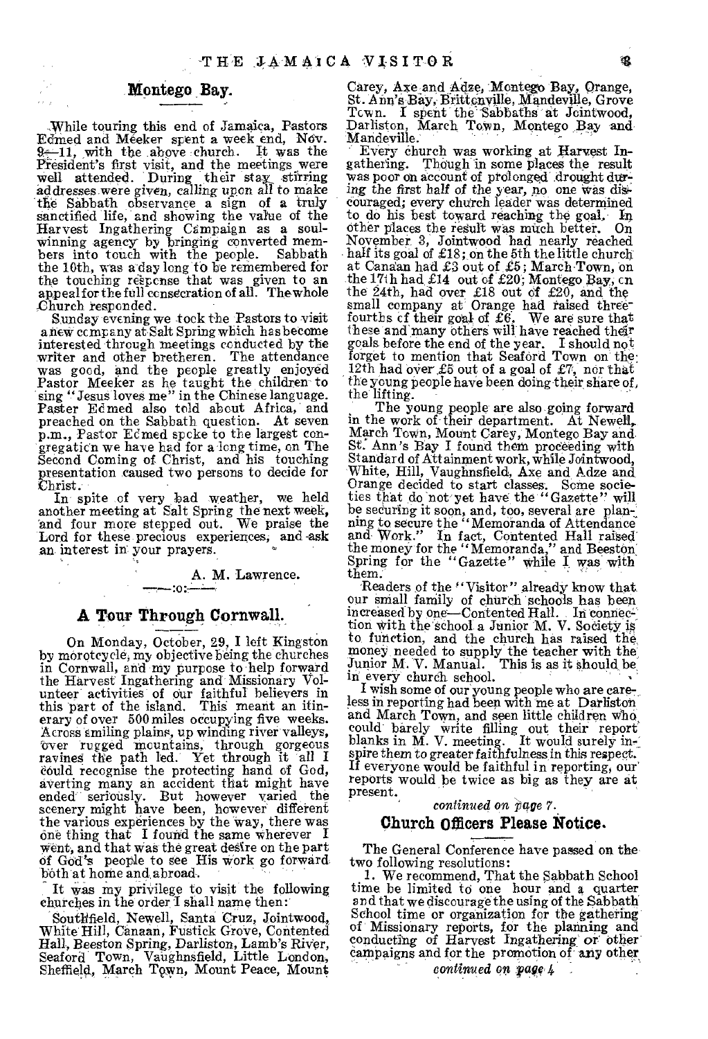## Montego Bay.

While touring this end of Jamaica, Pastors Edmed and Meeker spent a week end, Nov. 9—11, with the above church. It was the President's first visit, and the meetings were well attended. During their stay stirring addresses were given, calling upon all to make the Sabbath observance a sign of a truly sanctified life, and showing the value of the Harvest Ingathering Campaign as a soul-winning agency by bringing converted members into touch with the people. Sabbath the 10th, was a day long to be remembered for the touching response that was given to an appeal for the full consecration of all. The whole Church responded.

Sunday evening we took the Pastors to visit a new company at Salt Spring which has become interested through meetings conducted by the writer and other bretheren. The attendance was good, and the people greatly enjoyed Pastor Meeker as he taught the children to sing "Jesus loves me" in the Chinese language. Pastor Edmed also told about Africa, and preached on the Sabbath question. At seven p.m., Pastor Edmed spoke to the largest congregation we have had for a long time, on The Second Coming of Christ, and his touching presentation caused two persons to decide for Christ.

In spite of very bad weather, we held another meeting at Salt Spring the next week, and four more stepped out. We praise the Lord for these precious experiences, and ask an interest in your prayers.

A. M. Lawrence.

—:o:—

## A Tour Through Cornwall.

On Monday, October, 29, I left Kingston by morotcycle, my objective being the churches in Cornwall, and my purpose to help forward the Harvest Ingathering and Missionary Volunteer activities of our faithful believers in this part of the island. This meant an itinerary of over 500 miles occupying five weeks. Across smiling plains, up winding river valleys, over rugged mountains, through gorgeous ravines the path led. Yet through it all I could recognise the protecting hand of God, averting many an accident that might have ended seriously. But however varied the scenery might have been, however different the various experiences by the way, there was one thing that I found the same wherever I went, and that was the great desire on the part of God's people to see His work go forward both at home and abroad.

It was my privilege to visit the following churches in the order I shall name then:

Southfield, Newell, Santa Cruz, Jointwood, White Hill, Canaan, Fustick Grove, Contented Hall, Beeston Spring, Darliston, Lamb's River, Seaford Town, Vaughnsfield, Little London, Sheffield, March Town, Mount Peace, Mount Carey, Axe and Adze, Montego Bay, Orange, St. Ann's Bay, Brittenville, Mandeville, Grove Town. I spent the Sabbaths at Jointwood, Darliston, March Town, Montego Bay and Mandeville.

Every church was working at Harvest Ingathering. Though in some places the result was poor on account of prolonged drought during the first half of the year, no one was discouraged; every church leader was determined to do his best toward reaching the goal. In other places the result was much better. On November 3, Jointwood had nearly reached half its goal of £18; on the 5th the little church at Canaan had £3 out of £5; March Town, on the 17th had £14 out of £20; Montego Bay, on the 24th, had over £18 out of £20, and the small company at Orange had raised three-fourths of their goal of £6. We are sure that these and many others will have reached their goals before the end of the year. I should not forget to mention that Seaford Town on the 12th had over £5 out of a goal of £7, nor that the young people have been doing their share of the lifting.

The young people are also going forward in the work of their department. At Newell, March Town, Mount Carey, Montego Bay and St. Ann's Bay I found them proceeding with Standard of Attainment work, while Jointwood, White, Hill, Vaughnsfield, Axe and Adze and Orange decided to start classes. Some societies that do not yet have the "Gazette" will be securing it soon, and, too, several are planning to secure the "Memoranda of Attendance and Work." In fact, Contented Hall raised the money for the "Memoranda," and Beeston Spring for the "Gazette" while I was with them.

Readers of the "Visitor" already know that our small family of church schools has been increased by one—Contented Hall. In connection with the school a Junior M. V. Society is to function, and the church has raised the money needed to supply the teacher with the Junior M. V. Manual. This is as it should be in every church school.

I wish some of our young people who are careless in reporting had been with me at Darliston and March Town, and seen little children who could barely write filling out their report blanks in M. V. meeting. It would surely inspire them to greater faithfulness in this respect. If everyone would be faithful in reporting, our reports would be twice as big as they are at present.

*continued on page 7.*

## Church Officers Please Notice.

The General Conference have passed on the two following resolutions:

1. We recommend, That the Sabbath School time be limited to one hour and a quarter and that we discourage the using of the Sabbath School time or organization for the gathering of Missionary reports, for the planning and conducting of Harvest Ingathering or other campaigns and for the promotion of any other

*continued on page 4*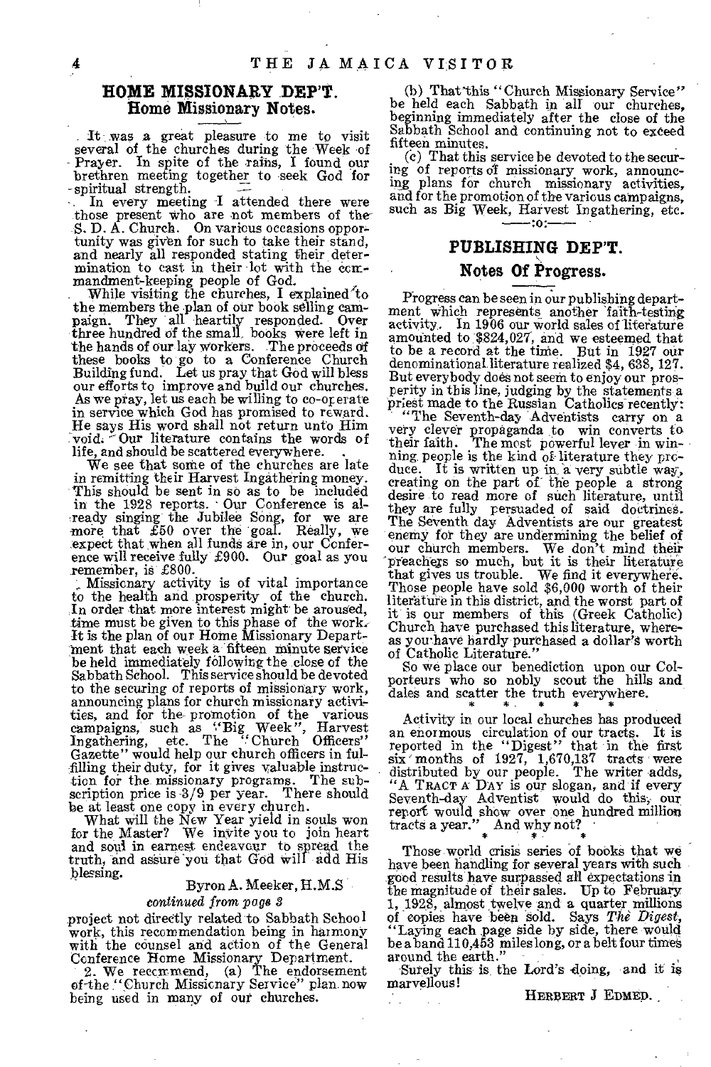## HOME MISSIONARY DEP'T.

### Home Missionary Notes.

It was a great pleasure to me to visit several of the churches during the Week of Prayer. In spite of the rains, I found our brethren meeting together to seek God for spiritual strength.

In every meeting I attended there were those present who are not members of the S. D. A. Church. On various occasions opportunity was given for such to take their stand, and nearly all responded stating their determination to cast in their lot with the commandment-keeping people of God.

While visiting the churches, I explained to the members the plan of our book selling campaign. They all heartily responded. Over three hundred of the small books were left in the hands of our lay workers. The proceeds of these books to go to a Conference Church Building fund. Let us pray that God will bless our efforts to improve and build our churches. As we pray, let us each be willing to co-operate in service which God has promised to reward. He says His word shall not return unto Him void. Our literature contains the words of life, and should be scattered everywhere.

We see that some of the churches are late in remitting their Harvest Ingathering money. This should be sent in so as to be included in the 1928 reports. Our Conference is already singing the Jubilee Song, for we are more that £50 over the goal. Really, we expect that when all funds are in, our Conference will receive fully £900. Our goal as you remember, is £800.

Missionary activity is of vital importance to the health and prosperity of the church. In order that more interest might be aroused, time must be given to this phase of the work. It is the plan of our Home Missionary Department that each week a fifteen minute service be held immediately following the close of the Sabbath School. This service should be devoted to the securing of reports of missionary work, announcing plans for church missionary activities, and for the promotion of the various campaigns, such as "Big Week", Harvest Ingathering, etc. The "Church Officers' Gazette" would help our church officers in fulfilling their duty, for it gives valuable instruction for the missionary programs. The subscription price is 3/9 per year. There should be at least one copy in every church.

What will the New Year yield in souls won for the Master? We invite you to join heart and soul in earnest endeavour to spread the truth, and assure you that God will add His blessing.

Byron A. Meeker, H.M.S

*continued from page 3*

project not directly related to Sabbath School work, this recommendation being in harmony with the counsel and action of the General Conference Home Missionary Department.

2. We recommend, (a) The endorsement of the "Church Missionary Service" plan now being used in many of our churches.

(b) That this "Church Missionary Service" be held each Sabbath in all our churches, beginning immediately after the close of the Sabbath School and continuing not to exceed fifteen minutes.

(c) That this service be devoted to the securing of reports of missionary work, announcing plans for church missionary activities, and for the promotion of the various campaigns, such as Big Week, Harvest Ingathering, etc.

——:o:——

## PUBLISHING DEP'T.

### Notes Of Progress.

Progress can be seen in our publishing department which represents another faith-testing activity. In 1906 our world sales of literature amounted to $824,027, and we esteemed that to be a record at the time. But in 1927 our denominational literature realized $4, 638, 127. But everybody does not seem to enjoy our prosperity in this line, judging by the statements a priest made to the Russian Catholics recently:

"The Seventh-day Adventists carry on a very clever propaganda to win converts to their faith. The most powerful lever in winning people is the kind of literature they produce. It is written up in a very subtle way, creating on the part of the people a strong desire to read more of such literature, until they are fully persuaded of said doctrines. The Seventh day Adventists are our greatest enemy for they are undermining the belief of our church members. We don't mind their preachers so much, but it is their literature that gives us trouble. We find it everywhere. Those people have sold $6,000 worth of their literature in this district, and the worst part of it is our members of this (Greek Catholic) Church have purchased this literature, whereas you have hardly purchased a dollar's worth of Catholic Literature."

So we place our benediction upon our Colporteurs who so nobly scout the hills and dales and scatter the truth everywhere.

\* \* \* \* \*

Activity in our local churches has produced an enormous circulation of our tracts. It is reported in the "Digest" that in the first six months of 1927, 1,670,137 tracts were distributed by our people. The writer adds, "A TRACT A DAY is our slogan, and if every Seventh-day Adventist would do this, our report would show over one hundred million tracts a year." And why not?

\* \* \*

Those world crisis series of books that we have been handling for several years with such good results have surpassed all expectations in the magnitude of their sales. Up to February 1, 1928, almost twelve and a quarter millions of copies have been sold. Says *The Digest*, "Laying each page side by side, there would be a band 110,453 miles long, or a belt four times around the earth."

Surely this is the Lord's doing, and it is marvellous!

HERBERT J EDMED.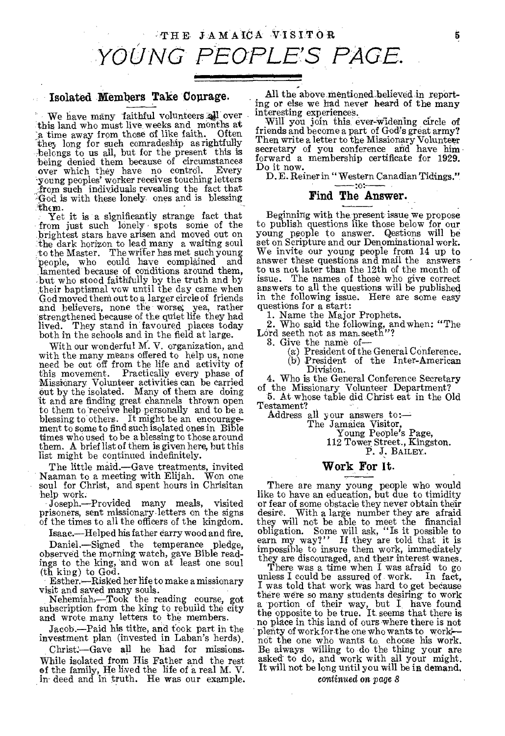# YOUNG PEOPLE'S PAGE.

## Isolated Members Take Courage.

We have many faithful volunteers all over this land who must live weeks and months at a time away from those of like faith. Often they long for such comradeship as rightfully belongs to us all, but for the present this is being denied them because of circumstances over which they have no control. Every young peoples' worker receives touching letters from such individuals revealing the fact that God is with these lonely ones and is blessing them.

Yet it is a significantly strange fact that from just such lonely spots some of the brightest stars have arisen and moved out on the dark horizon to lead many a waiting soul to the Master. The writer has met such young people, who could have complained and lamented because of conditions around them, but who stood faithfully by the truth and by their baptismal vow until the day came when God moved them out to a larger circle of friends and believers, none the worse; yea, rather strengthened because of the quiet life they had lived. They stand in favoured places today both in the schools and in the field at large.

With our wonderful M. V. organization, and with the many means offered to help us, none need be cut off from the life and activity of this movement. Practically every phase of Missionary Volunteer activities can be carried out by the isolated. Many of them are doing it and are finding great channels thrown open to them to receive help personally and to be a blessing to others. It might be an encouragement to some to find such isolated ones in Bible times who used to be a blessing to those around them. A brief list of them is given here, but this list might be continued indefinitely.

The little maid.—Gave treatments, invited Naaman to a meeting with Elijah. Won one soul for Christ, and spent hours in Chrisitan help work.

Joseph.—Provided many meals, visited prisoners, sent missionary letters on the signs of the times to all the officers of the kingdom.

Isaac.—Helped his father carry wood and fire.

Daniel.—Signed the temperance pledge, observed the morning watch, gave Bible readings to the king, and won at least one soul (th king) to God.

Esther.—Risked her life to make a missionary visit and saved many souls.

Nehemiah.—Took the reading course, got subscription from the king to rebuild the city and wrote many letters to the members.

Jacob.—Paid his tithe, and took part in the investment plan (invested in Laban's herds).

Christ.—Gave all he had for missions. While isolated from His Father and the rest of the family, He lived the life of a real M. V. in deed and in truth. He was our example.

All the above mentioned believed in reporting or else we had never heard of the many interesting experiences.

Will you join this ever-widening circle of friends and become a part of God's great army? Then write a letter to the Missionary Volunteer secretary of you conference and have him forward a membership certificate for 1929. Do it now.

D. E. Reiner in "Western Canadian Tidings."

## Find The Answer.

Beginning with the present issue we propose to publish questions like those below for our young people to answer. Qestions will be set on Scripture and our Denominational work. We invite our young people from 14 up to answer these questions and mail the answers to us not later than the 12th of the month of issue. The names of those who give correct answers to all the questions will be published in the following issue. Here are some easy questions for a start:

1. Name the Major Prophets.
2. Who said the following, and when: "The Lord seeth not as man seeth"?
3. Give the name of—
   (a) President of the General Conference.
   (b) President of the Inter-American Division.
4. Who is the General Conference Secretary of the Missionary Volunteer Department?
5. At whose table did Christ eat in the Old Testament?

Address all your answers to:—
The Jamaica Visitor,
Young People's Page,
112 Tower Street., Kingston.
P. J. Bailey.

## Work For It.

There are many young people who would like to have an education, but due to timidity or fear of some obstacle they never obtain their desire. With a large number they are afraid they will not be able to meet the financial obligation. Some will ask, "Is it possible to earn my way?" If they are told that it is impossible to insure them work, immediately they are discouraged, and their interest wanes.

There was a time when I was afraid to go unless I could be assured of work. In fact, I was told that work was hard to get because there were so many students desiring to work a portion of their way, but I have found the opposite to be true. It seems that there is no place in this land of ours where there is not plenty of work for the one who wants to work—not the one who wants to choose his work. Be always willing to do the thing your are asked to do, and work with all your might. It will not be long until you will be in demand.

*continued on page 8*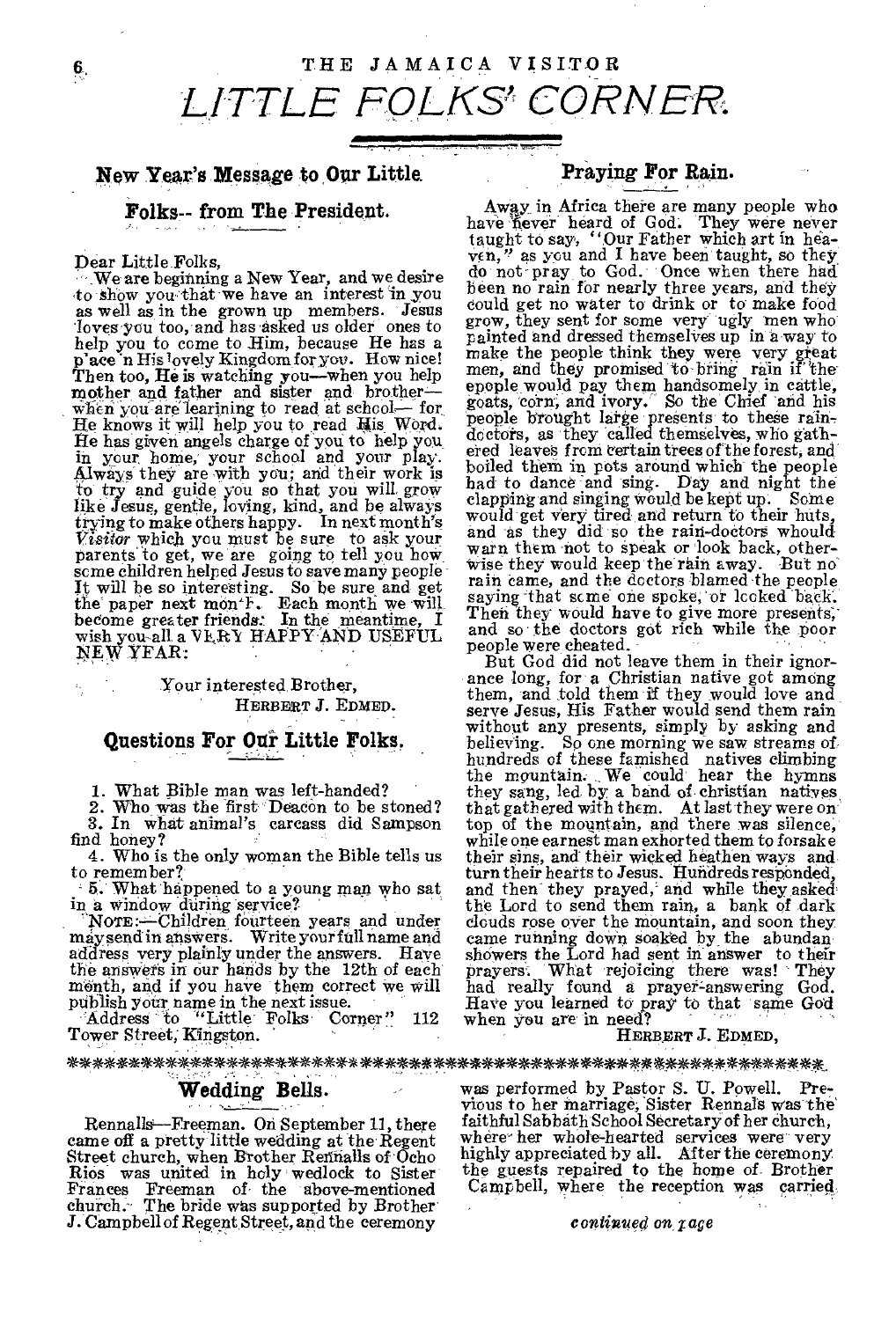# LITTLE FOLKS' CORNER.

## New Year's Message to Our Little Folks-- from The President.

Dear Little Folks,

We are beginning a New Year, and we desire to show you that we have an interest in you as well as in the grown up members. Jesus loves you too, and has asked us older ones to help you to come to Him, because He has a p'ace n His lovely Kingdom for you. How nice! Then too, He is watching you—when you help mother and father and sister and brother—when you are learining to read at school— for He knows it will help you to read His Word. He has given angels charge of you to help you in your home, your school and your play. Always they are with you; and their work is to try and guide you so that you will grow like Jesus, gentle, loving, kind, and be always trying to make others happy. In next month's *Visitor* which you must be sure to ask your parents to get, we are going to tell you how some children helped Jesus to save many people It will be so interesting. So be sure and get the paper next month. Each month we will become greater friends. In the meantime, I wish you all a VERY HAPPY AND USEFUL NEW YEAR:

Your interested Brother,
HERBERT J. EDMED.

## Questions For Our Little Folks.

1. What Bible man was left-handed?
2. Who was the first Deacon to be stoned?
3. In what animal's carcass did Sampson find honey?
4. Who is the only woman the Bible tells us to remember?
5. What happened to a young man who sat in a window during service?

NOTE:—Children fourteen years and under may send in answers. Write your full name and address very plainly under the answers. Have the answers in our hands by the 12th of each month, and if you have them correct we will publish your name in the next issue.

Address to "Little Folks Corner" 112 Tower Street, Kingston.

## Praying For Rain.

Away in Africa there are many people who have never heard of God. They were never taught to say, "Our Father which art in heaven," as you and I have been taught, so they do not pray to God. Once when there had been no rain for nearly three years, and they could get no water to drink or to make food grow, they sent for some very ugly men who painted and dressed themselves up in a way to make the people think they were very great men, and they promised to bring rain if the epople would pay them handsomely in cattle, goats, corn, and ivory. So the Chief and his people brought large presents to these rain-doctors, as they called themselves, who gathered leaves from certain trees of the forest, and boiled them in pots around which the people had to dance and sing. Day and night the clapping and singing would be kept up. Some would get very tired and return to their huts, and as they did so the rain-doctors whould warn them not to speak or look back, otherwise they would keep the rain away. But no rain came, and the doctors blamed the people saying that some one spoke, or looked back. Then they would have to give more presents, and so the doctors got rich while the poor people were cheated.

But God did not leave them in their ignorance long, for a Christian native got among them, and told them if they would love and serve Jesus, His Father would send them rain without any presents, simply by asking and believing. So one morning we saw streams of hundreds of these famished natives climbing the mountain. We could hear the hymns they sang, led by a band of christian natives that gathered with them. At last they were on top of the mountain, and there was silence, while one earnest man exhorted them to forsake their sins, and their wicked heathen ways and turn their hearts to Jesus. Hundreds responded, and then they prayed, and while they asked the Lord to send them rain, a bank of dark clouds rose over the mountain, and soon they came running down soaked by the abundan showers the Lord had sent in answer to their prayers. What rejoicing there was! They had really found a prayer-answering God. Have you learned to pray to that same God when you are in need?

HERBERT J. EDMED,

## Wedding Bells.

Rennalls—Freeman. On September 11, there came off a pretty little wedding at the Regent Street church, when Brother Rennalls of Ocho Rios was united in holy wedlock to Sister Frances Freeman of the above-mentioned church. The bride was supported by Brother J. Campbell of Regent Street, and the ceremony was performed by Pastor S. U. Powell. Previous to her marriage, Sister Rennals was the faithful Sabbath School Secretary of her church, where her whole-hearted services were very highly appreciated by all. After the ceremony the guests repaired to the home of Brother Campbell, where the reception was carried

*continued on page*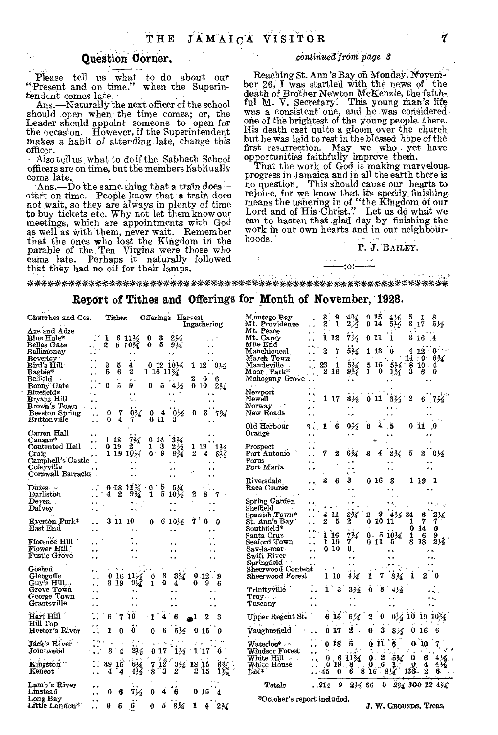## Question Corner.

Please tell us what to do about our "Present and on time." when the Superintendent comes late.

Ans.—Naturally the next officer of the school should open when the time comes; or, the Leader should appoint someone to open for the occasion. However, if the Superintendent makes a habit of attending late, change this officer.

Also tell us what to do if the Sabbath School officers are on time, but the members habitually come late.

Ans.—Do the same thing that a train does—start on time. People know that a train does not wait, so they are always in plenty of time to buy tickets etc. Why not let them know our meetings, which are appointments with God as well as with them, never wait. Remember that the ones who lost the Kingdom in the parable of the Ten Virgins were those who came late. Perhaps it naturally followed that they had no oil for their lamps.

*continued from page 3*

Reaching St. Ann's Bay on Monday, November 26, I was startled with the news of the death of Brother Newton McKenzie, the faithful M. V. Secretary. This young man's life was a consistent one, and he was considered one of the brightest of the young people there. His death cast quite a gloom over the church but he was laid to rest in the blessed hope of the first resurrection. May we who yet have opportunities faithfully improve them.

That the work of God is making marvelous progress in Jamaica and in all the earth there is no question. This should cause our hearts to rejoice, for we know that its speedy finishing means the ushering in of "the Kingdom of our Lord and of His Christ." Let us do what we can to hasten that glad day by finishing the work in our own hearts and in our neighbourhoods.

P. J. BAILEY.

—:o:—

## Report of Tithes and Offerings for Month of November, 1928.

| Churches and Cos. | Tithes | Offerings | Harvest Ingathering |
|---|---|---|---|
| Axe and Adze | | | |
| Blue Hole* | 1 6 11½ | 0 3 2½ | .. |
| Bellas Gate | 2 5 10¾ | 0 5 9¼ | .. |
| Ballimonay | .. | .. | .. |
| Beverley | .. | .. | .. |
| Bird's Hill | 3 5 4 | 0 12 10½ | 1 12 0½ |
| Bagbie* | 5 6 2 | 1 16 11¾ | .. |
| Belfield | .. | .. | 2 0 6 |
| Bonny Gate | 0 5 9 | 0 5 4½ | 0 10 2¾ |
| Bluefields | .. | .. | .. |
| Bryant Hill | .. | .. | .. |
| Brown's Town | .. | .. | .. |
| Beeston Spring | 0 7 0¾ | 0 4 0½ | 0 3 7¾ |
| Brittonville | 0 4 7 | 0 11 3 | .. |
| Carron Hall | .. | .. | .. |
| Canaan* | 1 18 7¾ | 0 14 3¼ | .. |
| Contented Hall | 0 19 2 | 1 3 2½ | 1 19 1½ |
| Craig | 1 19 10¼ | 0 9 9¾ | 2 4 8½ |
| Campbell's Castle | .. | .. | .. |
| Coleyville | .. | .. | .. |
| Cornwall Barracks | .. | .. | .. |
| Duxes | 0 18 11¾ | 0 5 5¼ | .. |
| Darliston | 4 2 9¾ | 1 5 10½ | 2 8 7 |
| Deven | .. | .. | .. |
| Dalvey | .. | .. | .. |
| Everton Park* | 3 11 10 | 0 6 10½ | 7 0 0 |
| East End | .. | .. | .. |
| Florence Hill | .. | .. | .. |
| Flower Hill | .. | .. | .. |
| Fustic Grove | .. | .. | .. |
| Goshen | .. | .. | .. |
| Glengoffe | 0 16 11½ | 0 8 3¾ | 0 12 9 |
| Guy's Hill | 3 19 0¼ | 1 0 4 | 0 9 6 |
| Grove Town | .. | .. | .. |
| George Town | .. | .. | .. |
| Grantsville | .. | .. | .. |
| Hart Hill | 6 7 10 | 1 4 6 | 1 2 3 |
| Hill Top | .. | .. | .. |
| Hector's River | 1 0 0 | 0 6 5½ | 0 15 0 |
| Jack's River | .. | .. | .. |
| Jointwood | 3 4 2½ | 0 17 1½ | 1 17 0 |
| Kingston | 49 15 6¼ | 7 12 3¾ | 18 15 6¾ |
| Kencot | 4 4 4½ | 3 3 2 | 2 15 1½ |
| Lamb's River | .. | .. | .. |
| Linstead | 0 6 7½ | 0 4 6 | 0 15 4 |
| Long Bay | .. | .. | .. |
| Little London* | 0 5 6 | 0 5 3¼ | 1 4 2¾ |
| Montego Bay | 3 9 4¾ | 0 15 4½ | 5 1 8 |
| Mt. Providence | 2 1 2½ | 0 14 5½ | 3 17 5½ |
| Mt. Peace | .. | .. | .. |
| Mt. Carey | 1 12 7½ | 0 11 1 | 3 16 4 |
| Mile End | .. | .. | .. |
| Manchioneal | 2 7 5¾ | 1 13 0 | 4 12 0 |
| March Town | .. | .. | 14 0 0¾ |
| Mandeville | 23 1 5¼ | 5 15 5½ | 8 10 4 |
| Moor Park* | 2 16 9¾ | 1 0 1¾ | 3 6 0 |
| Mahogany Grove | .. | .. | .. |
| Newport | .. | .. | .. |
| Newell | 1 17 3½ | 0 11 3½ | 2 6 7½ |
| Norway | .. | .. | .. |
| New Roads | .. | .. | .. |
| Old Harbour | 1 6 0½ | 0 4 5 | 0 11 0 |
| Orange | .. | .. | .. |
| Prospect | .. | .. | .. |
| Port Antonio | 7 2 6¾ | 3 4 2¾ | 5 3 0½ |
| Porus | .. | .. | .. |
| Port Maria | .. | .. | .. |
| Riversdale | 3 6 3 | 0 16 8 | 1 19 1 |
| Race Course | .. | .. | .. |
| Spring Garden | .. | .. | .. |
| Sheffield | .. | .. | .. |
| Spanish Town* | 4 11 8¾ | 2 2 4½ | 34 6 2¼ |
| St. Ann's Bay | 2 5 2 | 0 10 11 | 1 7 7 |
| Southfield* | .. | .. | 0 14 0 |
| Santa Cruz | 1 16 7¾ | 0 5 10¼ | 1 6 9 |
| Seaford Town | 1 19 7 | 0 11 5 | 8 18 2½ |
| Sav-la-mar | 0 10 0 | .. | .. |
| Swift River | .. | .. | .. |
| Springfield | .. | .. | .. |
| Sheerwood Content | .. | .. | .. |
| Sheerwood Forest | 1 10 4¼ | 1 7 8¾ | 1 2 0 |
| Trinityville | 1 3 3½ | 0 8 4½ | .. |
| Troy | .. | .. | .. |
| Tuscany | .. | .. | .. |
| Upper Regent St. | 6 15 6¼ | 2 0 0½ | 10 19 10¾ |
| Vaughnsfield | 0 17 2 | 0 3 8½ | 0 16 6 |
| Waterloo* | 0 18 5 | 0 11 6 | 0 10 7 |
| Windsor Forest | .. | .. | .. |
| White Hill | 0 6 11¾ | 0 2 5¾ | 0 6 4½ |
| White House | 0 19 8 | 0 6 1 | 0 4 4½ |
| Isol* | 45 0 6 | 8 16 8¼ | 136 2 6 |
| Totals | 214 9 2½ | 56 0 2¾ | 300 12 4¾ |

*October's report included.

J. W. GROUNDS, Treas.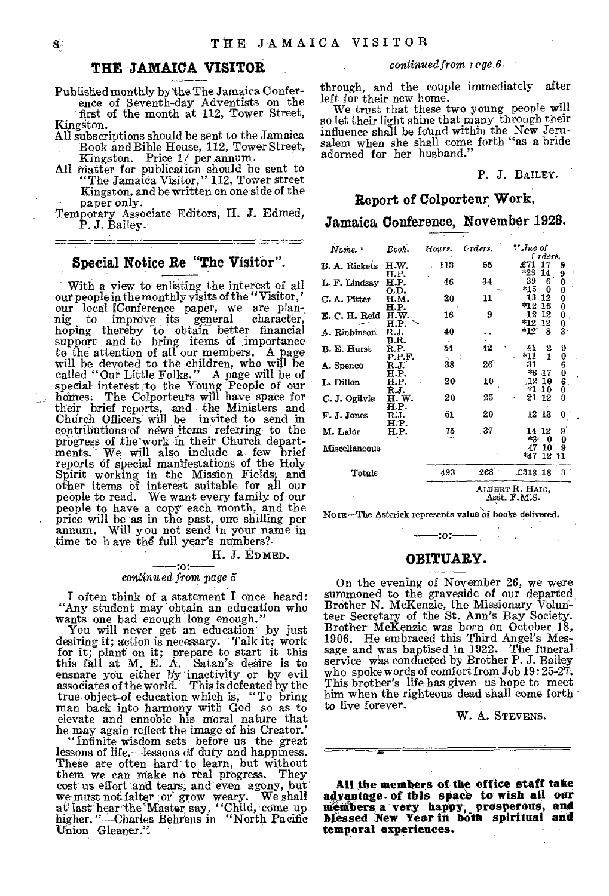## THE JAMAICA VISITOR

Published monthly by the The Jamaica Conference of Seventh-day Adventists on the first of the month at 112, Tower Street, Kingston.

All subscriptions should be sent to the Jamaica Book and Bible House, 112, Tower Street, Kingston. Price 1/ per annum.

All matter for publication should be sent to "The Jamaica Visitor," 112, Tower street Kingston, and be written on one side of the paper only.

Temporary Associate Editors, H. J. Edmed, P. J. Bailey.

## Special Notice Re "The Visitor".

With a view to enlisting the interest of all our people in the monthly visits of the "Visitor," our local Conference paper, we are planning to improve its general character, hoping thereby to obtain better financial support and to bring items of importance to the attention of all our members. A page will be devoted to the children, who will be called "Our Little Folks." A page will be of special interest to the Young People of our homes. The Colporteurs will have space for their brief reports, and the Ministers and Church Officers will be invited to send in contributions of news items referring to the progress of the work in their Church departments. We will also include a few brief reports of special manifestations of the Holy Spirit working in the Mission Fields, and other items of interest suitable for all our people to read. We want every family of our people to have a copy each month, and the price will be as in the past, one shilling per annum. Will you not send in your name in time to have the full year's numbers?

H. J. EDMED.

—:o:—

*continued from page 5*

I often think of a statement I once heard: "Any student may obtain an education who wants one bad enough long enough."

You will never get an education by just desiring it; action is necessary. Talk it; work for it; plant on it; prepare to start it this this fall at M. E. A. Satan's desire is to ensnare you either by inactivity or by evil associates of the world. This is defeated by the true object of education which is, "To bring man back into harmony with God so as to elevate and ennoble his moral nature that he may again reflect the image of his Creator.'

"Infinite wisdom sets before us the great lessons of life,—lessons of duty and happiness. These are often hard to learn, but without them we can make no real progress. They cost us effort and tears, and even agony, but we must not falter or grow weary. We shall at last hear the Master say, "Child, come up higher."—Charles Behrens in "North Pacific Union Gleaner."

*continued from page 6*

through, and the couple immediately after left for their new home.

We trust that these two young people will so let their light shine that many through their influence shall be found within the New Jerusalem when she shall come forth "as a bride adorned for her husband."

P. J. BAILEY.

## Report of Colporteur Work, Jamaica Conference, November 1928.

| Name. | Book. | Hours. | Orders. | Value of Orders. |
|---|---|---|---|---|
| B. A. Rickets | H.W. H.P. | 113 | 55 | £71 17 9 *23 14 9 |
| L. F. Lindsay | H.P. O.D. | 46 | 34 | 39 6 0 *15 0 0 |
| C. A. Pitter | H.M. H.P. | 20 | 11 | 13 12 0 *12 16 0 |
| E. C. H. Reid | H.W. H.P. | 16 | 9 | 12 12 0 *12 12 0 |
| A. Robinson | R.J. B.R. | 40 | .. | *12 8 3 |
| B. E. Hurst | R.P. P.P.F. | 54 | 42 | 41 2 0 *11 1 0 |
| A. Spence | R.J. H.P. | 38 | 26 | 31 6 *6 17 0 |
| L. Dillon | H.P. R.J. | 20 | 10 | 12 10 6 *1 10 0 |
| C. J. Ogilvie | H. W. H.P. | 20 | 25 | 21 12 0 |
| F. J. Jones | R.J. H.P. | 51 | 20 | 12 13 0 |
| M. Lalor | H.P. | 75 | 37 | 14 12 9 *3 0 0 |
| Miscellaneous | | | | 47 10 9 *47 12 11 |
| Totals | | 493 | 268 | £318 18 3 |

ALBERT R. HAIG,
Asst. F.M.S.

NOTE—The Asterick represents value of books delivered.

—:o:—

## OBITUARY.

On the evening of November 26, we were summoned to the graveside of our departed Brother N. McKenzie, the Missionary Volunteer Secretary of the St. Ann's Bay Society. Brother McKenzie was born on October 18, 1906. He embraced this Third Angel's Message and was baptised in 1922. The funeral service was conducted by Brother P. J. Bailey who spoke words of comfort from Job 19: 25-27. This brother's life has given us hope to meet him when the righteous dead shall come forth to live forever.

W. A. STEVENS.

**All the members of the office staff take advantage of this space to wish all our members a very happy, prosperous, and blessed New Year in both spiritual and temporal experiences.**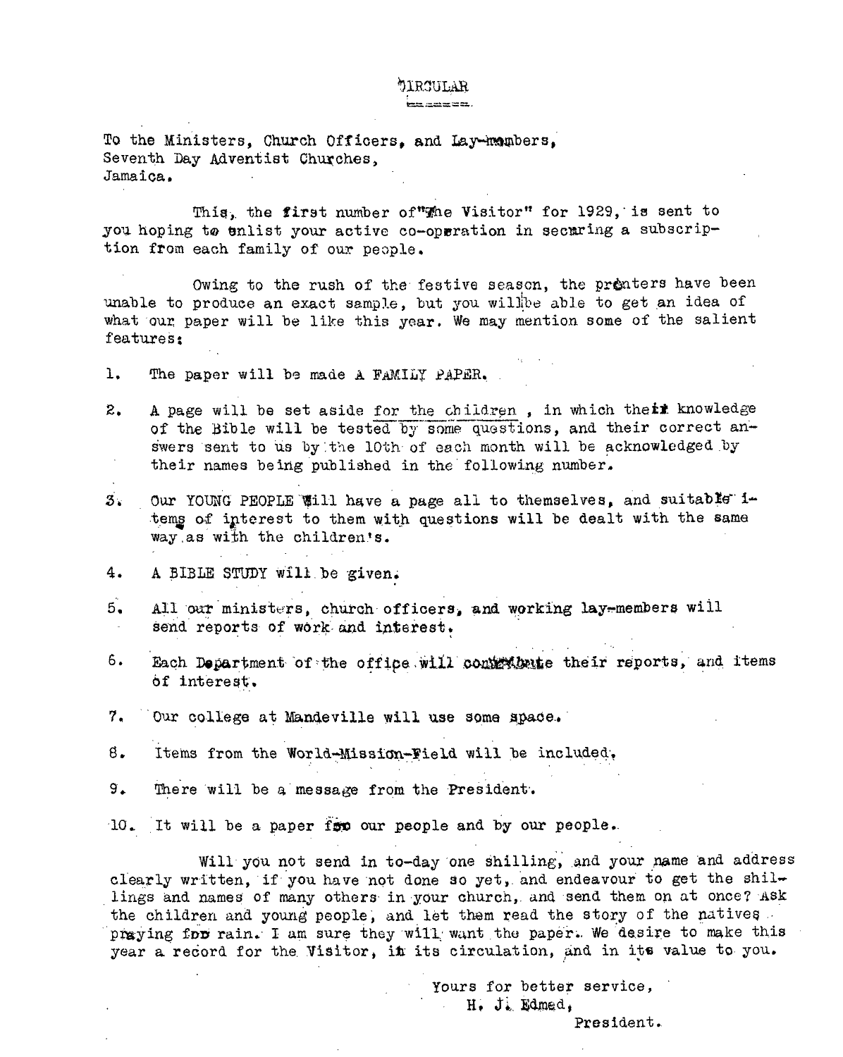# CIRCULAR

To the Ministers, Church Officers, and Lay-members,
Seventh Day Adventist Churches,
Jamaica.

This, the first number of "The Visitor" for 1929, is sent to you hoping to enlist your active co-operation in securing a subscription from each family of our people.

Owing to the rush of the festive season, the printers have been unable to produce an exact sample, but you will be able to get an idea of what our paper will be like this year. We may mention some of the salient features:

1. The paper will be made A FAMILY PAPER.

2. A page will be set aside for the children, in which their knowledge of the Bible will be tested by some questions, and their correct answers sent to us by the 10th of each month will be acknowledged by their names being published in the following number.

3. Our YOUNG PEOPLE will have a page all to themselves, and suitable items of interest to them with questions will be dealt with the same way as with the children's.

4. A BIBLE STUDY will be given.

5. All our ministers, church officers, and working lay-members will send reports of work and interest.

6. Each Department of the office will contribute their reports, and items of interest.

7. Our college at Mandeville will use some space.

8. Items from the World-Mission-Field will be included.

9. There will be a message from the President.

10. It will be a paper for our people and by our people.

Will you not send in to-day one shilling, and your name and address clearly written, if you have not done so yet, and endeavour to get the shillings and names of many others in your church, and send them on at once? Ask the children and young people, and let them read the story of the natives praying for rain. I am sure they will want the paper. We desire to make this year a record for the Visitor, in its circulation, and in its value to you.

Yours for better service,
H. J. Edmed,
President.